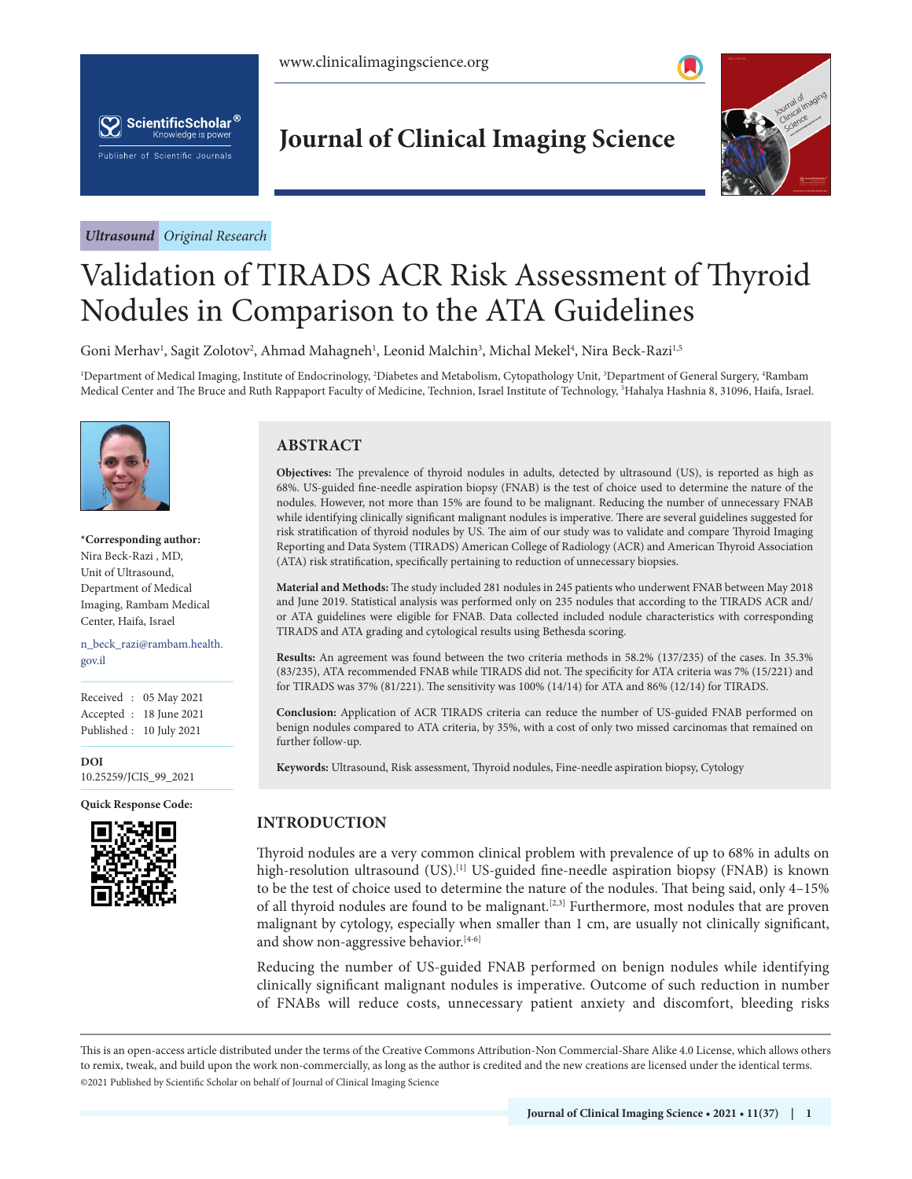*Ultrasound* *Original Research*

# Validation of TIRADS ACR Risk Assessment of Thyroid Nodules in Comparison to the ATA Guidelines

Goni Merhav[1], Sagit Zolotov[2], Ahmad Mahagneh[1], Leonid Malchin[3], Michal Mekel[4], Nira Beck-Razi[1,5]

[1]Department of Medical Imaging, Institute of Endocrinology, [2]Diabetes and Metabolism, Cytopathology Unit, [3]Department of General Surgery, [4]Rambam Medical Center and The Bruce and Ruth Rappaport Faculty of Medicine, Technion, Israel Institute of Technology, [5]Hahalya Hashnia 8, 31096, Haifa, Israel.

**\*Corresponding author:**
Nira Beck-Razi , MD,
Unit of Ultrasound,
Department of Medical Imaging, Rambam Medical Center, Haifa, Israel

n_beck_razi@rambam.health.gov.il

Received : 05 May 2021
Accepted : 18 June 2021
Published : 10 July 2021

**DOI**
10.25259/JCIS_99_2021

**Quick Response Code:**

## ABSTRACT

**Objectives:** The prevalence of thyroid nodules in adults, detected by ultrasound (US), is reported as high as 68%. US-guided fine-needle aspiration biopsy (FNAB) is the test of choice used to determine the nature of the nodules. However, not more than 15% are found to be malignant. Reducing the number of unnecessary FNAB while identifying clinically significant malignant nodules is imperative. There are several guidelines suggested for risk stratification of thyroid nodules by US. The aim of our study was to validate and compare Thyroid Imaging Reporting and Data System (TIRADS) American College of Radiology (ACR) and American Thyroid Association (ATA) risk stratification, specifically pertaining to reduction of unnecessary biopsies.

**Material and Methods:** The study included 281 nodules in 245 patients who underwent FNAB between May 2018 and June 2019. Statistical analysis was performed only on 235 nodules that according to the TIRADS ACR and/or ATA guidelines were eligible for FNAB. Data collected included nodule characteristics with corresponding TIRADS and ATA grading and cytological results using Bethesda scoring.

**Results:** An agreement was found between the two criteria methods in 58.2% (137/235) of the cases. In 35.3% (83/235), ATA recommended FNAB while TIRADS did not. The specificity for ATA criteria was 7% (15/221) and for TIRADS was 37% (81/221). The sensitivity was 100% (14/14) for ATA and 86% (12/14) for TIRADS.

**Conclusion:** Application of ACR TIRADS criteria can reduce the number of US-guided FNAB performed on benign nodules compared to ATA criteria, by 35%, with a cost of only two missed carcinomas that remained on further follow-up.

**Keywords:** Ultrasound, Risk assessment, Thyroid nodules, Fine-needle aspiration biopsy, Cytology

## INTRODUCTION

Thyroid nodules are a very common clinical problem with prevalence of up to 68% in adults on high-resolution ultrasound (US).[1] US-guided fine-needle aspiration biopsy (FNAB) is known to be the test of choice used to determine the nature of the nodules. That being said, only 4–15% of all thyroid nodules are found to be malignant.[2,3] Furthermore, most nodules that are proven malignant by cytology, especially when smaller than 1 cm, are usually not clinically significant, and show non-aggressive behavior.[4-6]

Reducing the number of US-guided FNAB performed on benign nodules while identifying clinically significant malignant nodules is imperative. Outcome of such reduction in number of FNABs will reduce costs, unnecessary patient anxiety and discomfort, bleeding risks

This is an open-access article distributed under the terms of the Creative Commons Attribution-Non Commercial-Share Alike 4.0 License, which allows others to remix, tweak, and build upon the work non-commercially, as long as the author is credited and the new creations are licensed under the identical terms.
©2021 Published by Scientific Scholar on behalf of Journal of Clinical Imaging Science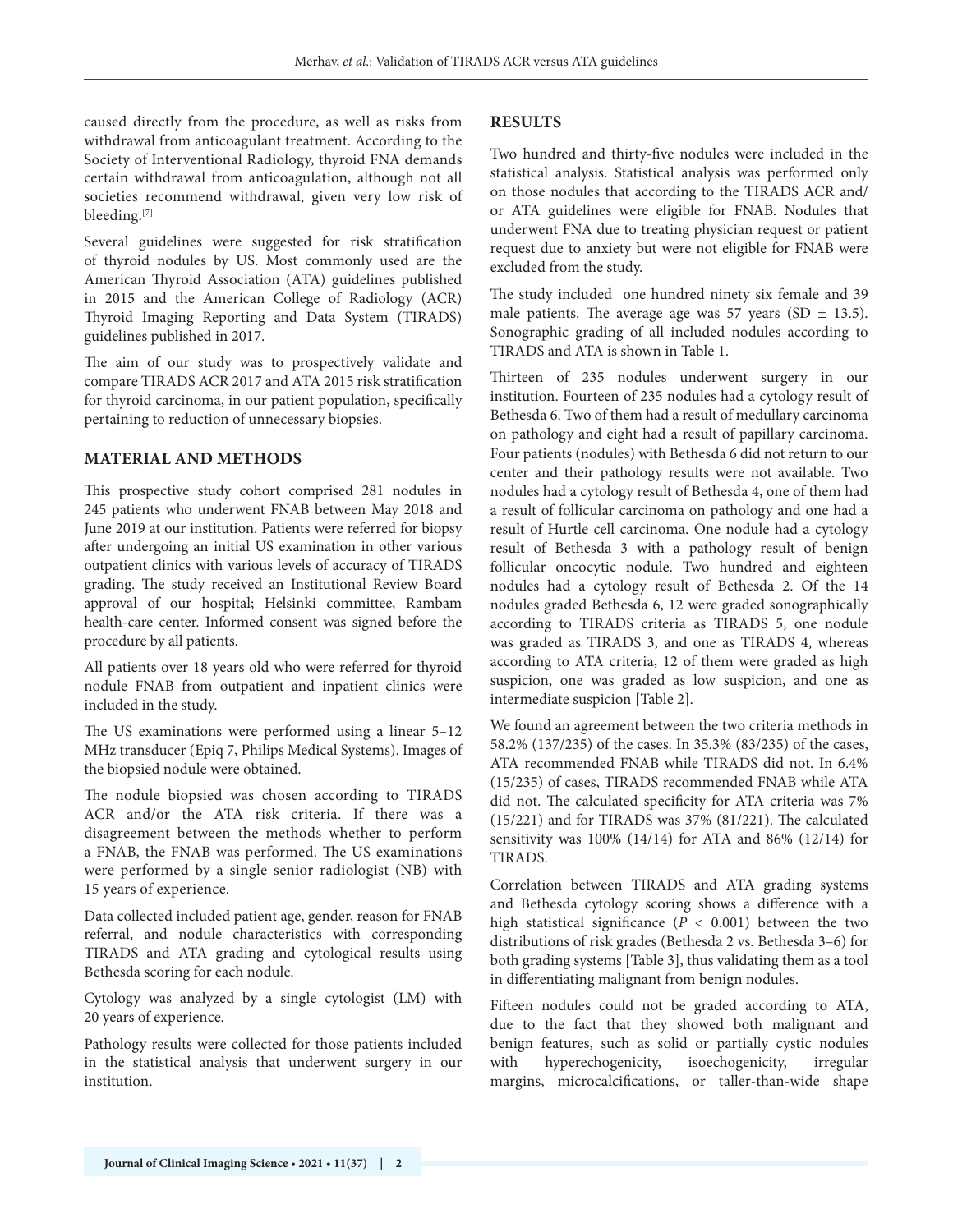caused directly from the procedure, as well as risks from withdrawal from anticoagulant treatment. According to the Society of Interventional Radiology, thyroid FNA demands certain withdrawal from anticoagulation, although not all societies recommend withdrawal, given very low risk of bleeding.[7]

Several guidelines were suggested for risk stratification of thyroid nodules by US. Most commonly used are the American Thyroid Association (ATA) guidelines published in 2015 and the American College of Radiology (ACR) Thyroid Imaging Reporting and Data System (TIRADS) guidelines published in 2017.

The aim of our study was to prospectively validate and compare TIRADS ACR 2017 and ATA 2015 risk stratification for thyroid carcinoma, in our patient population, specifically pertaining to reduction of unnecessary biopsies.

## MATERIAL AND METHODS

This prospective study cohort comprised 281 nodules in 245 patients who underwent FNAB between May 2018 and June 2019 at our institution. Patients were referred for biopsy after undergoing an initial US examination in other various outpatient clinics with various levels of accuracy of TIRADS grading. The study received an Institutional Review Board approval of our hospital; Helsinki committee, Rambam health-care center. Informed consent was signed before the procedure by all patients.

All patients over 18 years old who were referred for thyroid nodule FNAB from outpatient and inpatient clinics were included in the study.

The US examinations were performed using a linear 5–12 MHz transducer (Epiq 7, Philips Medical Systems). Images of the biopsied nodule were obtained.

The nodule biopsied was chosen according to TIRADS ACR and/or the ATA risk criteria. If there was a disagreement between the methods whether to perform a FNAB, the FNAB was performed. The US examinations were performed by a single senior radiologist (NB) with 15 years of experience.

Data collected included patient age, gender, reason for FNAB referral, and nodule characteristics with corresponding TIRADS and ATA grading and cytological results using Bethesda scoring for each nodule.

Cytology was analyzed by a single cytologist (LM) with 20 years of experience.

Pathology results were collected for those patients included in the statistical analysis that underwent surgery in our institution.

## RESULTS

Two hundred and thirty-five nodules were included in the statistical analysis. Statistical analysis was performed only on those nodules that according to the TIRADS ACR and/or ATA guidelines were eligible for FNAB. Nodules that underwent FNA due to treating physician request or patient request due to anxiety but were not eligible for FNAB were excluded from the study.

The study included one hundred ninety six female and 39 male patients. The average age was 57 years (SD ± 13.5). Sonographic grading of all included nodules according to TIRADS and ATA is shown in Table 1.

Thirteen of 235 nodules underwent surgery in our institution. Fourteen of 235 nodules had a cytology result of Bethesda 6. Two of them had a result of medullary carcinoma on pathology and eight had a result of papillary carcinoma. Four patients (nodules) with Bethesda 6 did not return to our center and their pathology results were not available. Two nodules had a cytology result of Bethesda 4, one of them had a result of follicular carcinoma on pathology and one had a result of Hurtle cell carcinoma. One nodule had a cytology result of Bethesda 3 with a pathology result of benign follicular oncocytic nodule. Two hundred and eighteen nodules had a cytology result of Bethesda 2. Of the 14 nodules graded Bethesda 6, 12 were graded sonographically according to TIRADS criteria as TIRADS 5, one nodule was graded as TIRADS 3, and one as TIRADS 4, whereas according to ATA criteria, 12 of them were graded as high suspicion, one was graded as low suspicion, and one as intermediate suspicion [Table 2].

We found an agreement between the two criteria methods in 58.2% (137/235) of the cases. In 35.3% (83/235) of the cases, ATA recommended FNAB while TIRADS did not. In 6.4% (15/235) of cases, TIRADS recommended FNAB while ATA did not. The calculated specificity for ATA criteria was 7% (15/221) and for TIRADS was 37% (81/221). The calculated sensitivity was 100% (14/14) for ATA and 86% (12/14) for TIRADS.

Correlation between TIRADS and ATA grading systems and Bethesda cytology scoring shows a difference with a high statistical significance ($P < 0.001$) between the two distributions of risk grades (Bethesda 2 vs. Bethesda 3–6) for both grading systems [Table 3], thus validating them as a tool in differentiating malignant from benign nodules.

Fifteen nodules could not be graded according to ATA, due to the fact that they showed both malignant and benign features, such as solid or partially cystic nodules with hyperechogenicity, isoechogenicity, irregular margins, microcalcifications, or taller-than-wide shape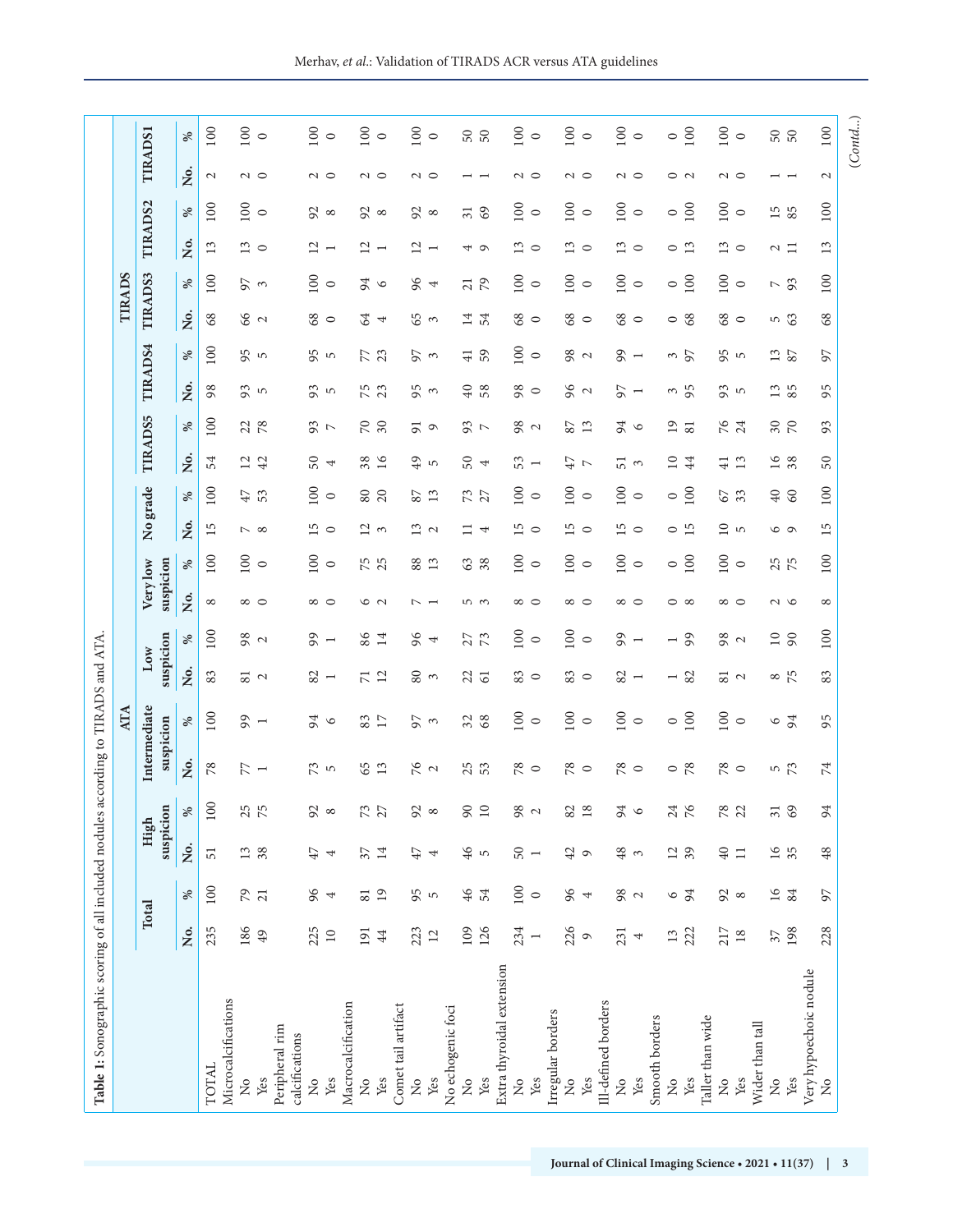**Table 1:** Sonographic scoring of all included nodules according to TIRADS and ATA.

| | Total | | ATA | | | | | | | | | | TIRADS | | | | | | | | | |
|---|---|---|---|---|---|---|---|---|---|---|---|---|---|---|---|---|---|---|---|---|---|---|
| | | | High suspicion | | Intermediate suspicion | | Low suspicion | | Very low suspicion | | No grade | | TIRADS5 | | TIRADS4 | | TIRADS3 | | TIRADS2 | | TIRADS1 | |
| | No. | % | No. | % | No. | % | No. | % | No. | % | No. | % | No. | % | No. | % | No. | % | No. | % | No. | % |
| TOTAL | 235 | 100 | 51 | 100 | 78 | 100 | 83 | 100 | 8 | 100 | 15 | 100 | 54 | 100 | 98 | 100 | 68 | 100 | 13 | 100 | 2 | 100 |
| Microcalcifications | | | | | | | | | | | | | | | | | | | | | | |
| No | 186 | 79 | 13 | 25 | 77 | 99 | 81 | 98 | 8 | 100 | 7 | 47 | 12 | 22 | 93 | 95 | 66 | 97 | 13 | 100 | 2 | 100 |
| Yes | 49 | 21 | 38 | 75 | 1 | 1 | 2 | 2 | 0 | 0 | 8 | 53 | 42 | 78 | 5 | 5 | 2 | 3 | 0 | 0 | 0 | 0 |
| Peripheral rim calcifications | | | | | | | | | | | | | | | | | | | | | | |
| No | 225 | 96 | 47 | 92 | 73 | 94 | 82 | 99 | 8 | 100 | 15 | 100 | 50 | 93 | 93 | 95 | 68 | 100 | 12 | 92 | 2 | 100 |
| Yes | 10 | 4 | 4 | 8 | 5 | 6 | 1 | 1 | 0 | 0 | 0 | 0 | 4 | 7 | 5 | 5 | 0 | 0 | 1 | 8 | 0 | 0 |
| Macrocalcification | | | | | | | | | | | | | | | | | | | | | | |
| No | 191 | 81 | 37 | 73 | 65 | 83 | 71 | 86 | 6 | 75 | 12 | 80 | 38 | 70 | 75 | 77 | 64 | 94 | 12 | 92 | 2 | 100 |
| Yes | 44 | 19 | 14 | 27 | 13 | 17 | 12 | 14 | 2 | 25 | 3 | 20 | 16 | 30 | 23 | 23 | 4 | 6 | 1 | 8 | 0 | 0 |
| Comet tail artifact | | | | | | | | | | | | | | | | | | | | | | |
| No | 223 | 95 | 47 | 92 | 76 | 97 | 80 | 96 | 7 | 88 | 13 | 87 | 49 | 91 | 95 | 97 | 65 | 96 | 12 | 92 | 2 | 100 |
| Yes | 12 | 5 | 4 | 8 | 2 | 3 | 3 | 4 | 1 | 13 | 2 | 13 | 5 | 9 | 3 | 3 | 3 | 4 | 1 | 8 | 0 | 0 |
| No echogenic foci | | | | | | | | | | | | | | | | | | | | | | |
| No | 109 | 46 | 46 | 90 | 25 | 32 | 22 | 27 | 5 | 63 | 11 | 73 | 50 | 93 | 40 | 41 | 14 | 21 | 4 | 31 | 1 | 50 |
| Yes | 126 | 54 | 5 | 10 | 53 | 68 | 61 | 73 | 3 | 38 | 4 | 27 | 4 | 7 | 58 | 59 | 54 | 79 | 9 | 69 | 1 | 50 |
| Extra thyroidal extension | | | | | | | | | | | | | | | | | | | | | | |
| No | 234 | 100 | 50 | 98 | 78 | 100 | 83 | 100 | 8 | 100 | 15 | 100 | 53 | 98 | 98 | 100 | 68 | 100 | 13 | 100 | 2 | 100 |
| Yes | 1 | 0 | 1 | 2 | 0 | 0 | 0 | 0 | 0 | 0 | 0 | 0 | 1 | 2 | 0 | 0 | 0 | 0 | 0 | 0 | 0 | 0 |
| Irregular borders | | | | | | | | | | | | | | | | | | | | | | |
| No | 226 | 96 | 42 | 82 | 78 | 100 | 83 | 100 | 8 | 100 | 15 | 100 | 47 | 87 | 96 | 98 | 68 | 100 | 13 | 100 | 2 | 100 |
| Yes | 9 | 4 | 9 | 18 | 0 | 0 | 0 | 0 | 0 | 0 | 0 | 0 | 7 | 13 | 2 | 2 | 0 | 0 | 0 | 0 | 0 | 0 |
| Ill-defined borders | | | | | | | | | | | | | | | | | | | | | | |
| No | 231 | 98 | 48 | 94 | 78 | 100 | 82 | 99 | 8 | 100 | 15 | 100 | 51 | 94 | 97 | 99 | 68 | 100 | 13 | 100 | 2 | 100 |
| Yes | 4 | 2 | 3 | 6 | 0 | 0 | 1 | 1 | 0 | 0 | 0 | 0 | 3 | 6 | 1 | 1 | 0 | 0 | 0 | 0 | 0 | 0 |
| Smooth borders | | | | | | | | | | | | | | | | | | | | | | |
| No | 13 | 6 | 12 | 24 | 0 | 0 | 1 | 1 | 0 | 0 | 0 | 0 | 10 | 19 | 3 | 3 | 0 | 0 | 0 | 0 | 0 | 0 |
| Yes | 222 | 94 | 39 | 76 | 78 | 100 | 82 | 99 | 8 | 100 | 15 | 100 | 44 | 81 | 95 | 97 | 68 | 100 | 13 | 100 | 2 | 100 |
| Taller than wide | | | | | | | | | | | | | | | | | | | | | | |
| No | 217 | 92 | 40 | 78 | 78 | 100 | 81 | 98 | 8 | 100 | 10 | 67 | 41 | 76 | 93 | 95 | 68 | 100 | 13 | 100 | 2 | 100 |
| Yes | 18 | 8 | 11 | 22 | 0 | 0 | 2 | 2 | 0 | 0 | 5 | 33 | 13 | 24 | 5 | 5 | 0 | 0 | 0 | 0 | 0 | 0 |
| Wider than tall | | | | | | | | | | | | | | | | | | | | | | |
| No | 37 | 16 | 16 | 31 | 5 | 6 | 8 | 10 | 2 | 25 | 6 | 40 | 16 | 30 | 13 | 13 | 5 | 7 | 2 | 15 | 1 | 50 |
| Yes | 198 | 84 | 35 | 69 | 73 | 94 | 75 | 90 | 6 | 75 | 9 | 60 | 38 | 70 | 85 | 87 | 63 | 93 | 11 | 85 | 1 | 50 |
| Very hypoechoic nodule | | | | | | | | | | | | | | | | | | | | | | |
| No | 228 | 97 | 48 | 94 | 74 | 95 | 83 | 100 | 8 | 100 | 15 | 100 | 50 | 93 | 95 | 97 | 68 | 100 | 13 | 100 | 2 | 100 |

(*Contd...*)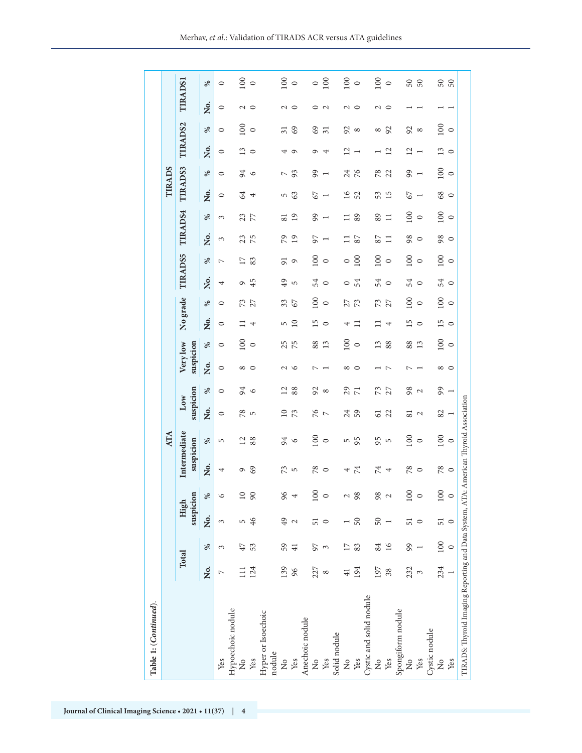**Table 1: (*Continued*).**

| | Total | | ATA | | | | | | | | | | TIRADS | | | | | | | | | |
|---|---|---|---|---|---|---|---|---|---|---|---|---|---|---|---|---|---|---|---|---|---|---|
| | | | High suspicion | | Intermediate suspicion | | Low suspicion | | Very low suspicion | | No grade | | TIRADS5 | | TIRADS4 | | TIRADS3 | | TIRADS2 | | TIRADS1 | |
| | No. | % | No. | % | No. | % | No. | % | No. | % | No. | % | No. | % | No. | % | No. | % | No. | % | No. | % |
| Yes | 7 | 3 | 3 | 6 | 4 | 5 | 0 | 0 | 0 | 0 | 0 | 0 | 4 | 7 | 3 | 3 | 0 | 0 | 0 | 0 | 0 | 0 |
| Hypoechoic nodule | | | | | | | | | | | | | | | | | | | | | | |
| No | 111 | 47 | 5 | 10 | 9 | 12 | 78 | 94 | 8 | 100 | 11 | 73 | 9 | 17 | 23 | 23 | 64 | 94 | 13 | 100 | 2 | 100 |
| Yes | 124 | 53 | 46 | 90 | 69 | 88 | 5 | 6 | 0 | 0 | 4 | 27 | 45 | 83 | 75 | 77 | 4 | 6 | 0 | 0 | 0 | 0 |
| Hyper or Isoechoic nodule | | | | | | | | | | | | | | | | | | | | | | |
| No | 139 | 59 | 49 | 96 | 73 | 94 | 10 | 12 | 2 | 25 | 5 | 33 | 49 | 91 | 79 | 81 | 5 | 7 | 4 | 31 | 2 | 100 |
| Yes | 96 | 41 | 2 | 4 | 5 | 6 | 73 | 88 | 6 | 75 | 10 | 67 | 5 | 9 | 19 | 19 | 63 | 93 | 9 | 69 | 0 | 0 |
| Anechoic nodule | | | | | | | | | | | | | | | | | | | | | | |
| No | 227 | 97 | 51 | 100 | 78 | 100 | 76 | 92 | 7 | 88 | 15 | 100 | 54 | 100 | 97 | 99 | 67 | 99 | 9 | 69 | 0 | 0 |
| Yes | 8 | 3 | 0 | 0 | 0 | 0 | 7 | 8 | 1 | 13 | 0 | 0 | 0 | 0 | 1 | 1 | 1 | 1 | 4 | 31 | 2 | 100 |
| Solid nodule | | | | | | | | | | | | | | | | | | | | | | |
| No | 41 | 17 | 1 | 2 | 4 | 5 | 24 | 29 | 8 | 100 | 4 | 27 | 0 | 0 | 11 | 11 | 16 | 24 | 12 | 92 | 2 | 100 |
| Yes | 194 | 83 | 50 | 98 | 74 | 95 | 59 | 71 | 0 | 0 | 11 | 73 | 54 | 100 | 87 | 89 | 52 | 76 | 1 | 8 | 0 | 0 |
| Cystic and solid nodule | | | | | | | | | | | | | | | | | | | | | | |
| No | 197 | 84 | 50 | 98 | 74 | 95 | 61 | 73 | 1 | 13 | 11 | 73 | 54 | 100 | 87 | 89 | 53 | 78 | 1 | 8 | 2 | 100 |
| Yes | 38 | 16 | 1 | 2 | 4 | 5 | 22 | 27 | 7 | 88 | 4 | 27 | 0 | 0 | 11 | 11 | 15 | 22 | 12 | 92 | 0 | 0 |
| Spongiform nodule | | | | | | | | | | | | | | | | | | | | | | |
| No | 232 | 99 | 51 | 100 | 78 | 100 | 81 | 98 | 7 | 88 | 15 | 100 | 54 | 100 | 98 | 100 | 67 | 99 | 12 | 92 | 1 | 50 |
| Yes | 3 | 1 | 0 | 0 | 0 | 0 | 2 | 2 | 1 | 13 | 0 | 0 | 0 | 0 | 0 | 0 | 1 | 1 | 1 | 8 | 1 | 50 |
| Cystic nodule | | | | | | | | | | | | | | | | | | | | | | |
| No | 234 | 100 | 51 | 100 | 78 | 100 | 82 | 99 | 8 | 100 | 15 | 100 | 54 | 100 | 98 | 100 | 68 | 100 | 13 | 100 | 1 | 50 |
| Yes | 1 | 0 | 0 | 0 | 0 | 0 | 1 | 1 | 0 | 0 | 0 | 0 | 0 | 0 | 0 | 0 | 0 | 0 | 0 | 0 | 1 | 50 |

TIRADS: Thyroid Imaging Reporting and Data System, ATA: American Thyroid Association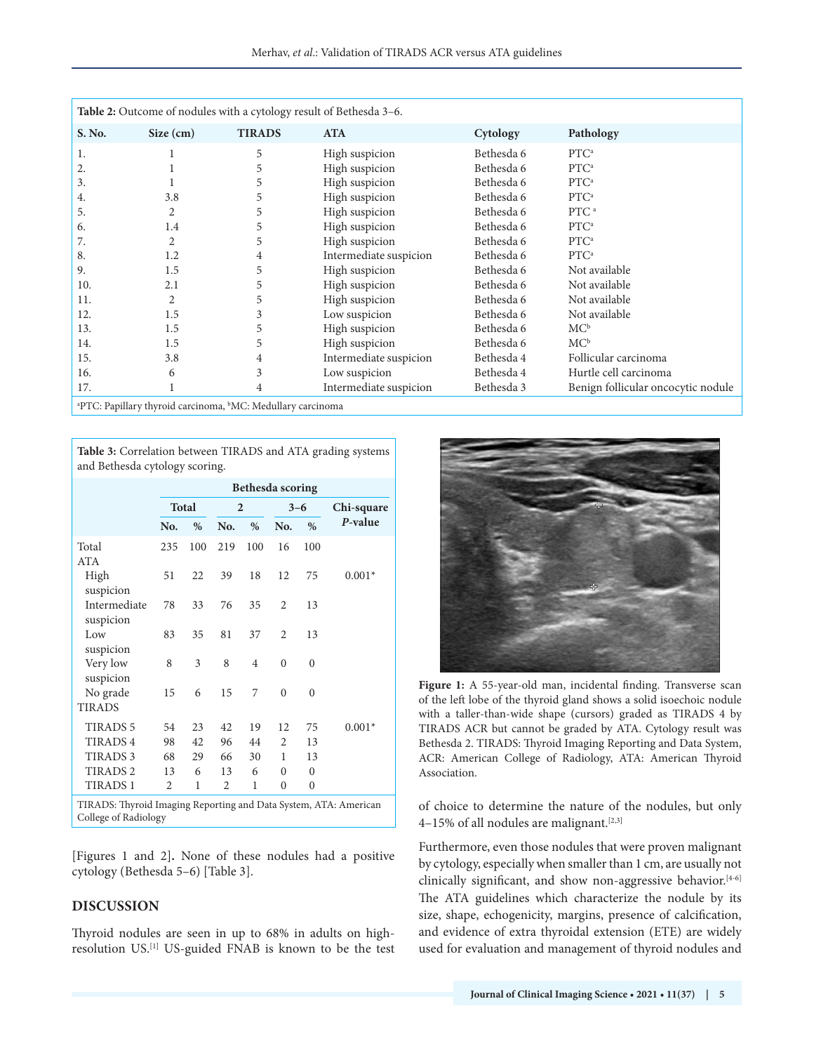**Table 2:** Outcome of nodules with a cytology result of Bethesda 3–6.

| S. No. | Size (cm) | TIRADS | ATA | Cytology | Pathology |
|---|---|---|---|---|---|
| 1. | 1 | 5 | High suspicion | Bethesda 6 | PTC[a] |
| 2. | 1 | 5 | High suspicion | Bethesda 6 | PTC[a] |
| 3. | 1 | 5 | High suspicion | Bethesda 6 | PTC[a] |
| 4. | 3.8 | 5 | High suspicion | Bethesda 6 | PTC[a] |
| 5. | 2 | 5 | High suspicion | Bethesda 6 | PTC[a] |
| 6. | 1.4 | 5 | High suspicion | Bethesda 6 | PTC[a] |
| 7. | 2 | 5 | High suspicion | Bethesda 6 | PTC[a] |
| 8. | 1.2 | 4 | Intermediate suspicion | Bethesda 6 | PTC[a] |
| 9. | 1.5 | 5 | High suspicion | Bethesda 6 | Not available |
| 10. | 2.1 | 5 | High suspicion | Bethesda 6 | Not available |
| 11. | 2 | 5 | High suspicion | Bethesda 6 | Not available |
| 12. | 1.5 | 3 | Low suspicion | Bethesda 6 | Not available |
| 13. | 1.5 | 5 | High suspicion | Bethesda 6 | MC[b] |
| 14. | 1.5 | 5 | High suspicion | Bethesda 6 | MC[b] |
| 15. | 3.8 | 4 | Intermediate suspicion | Bethesda 4 | Follicular carcinoma |
| 16. | 6 | 3 | Low suspicion | Bethesda 4 | Hurtle cell carcinoma |
| 17. | 1 | 4 | Intermediate suspicion | Bethesda 3 | Benign follicular oncocytic nodule |

[a]PTC: Papillary thyroid carcinoma, [b]MC: Medullary carcinoma

**Table 3:** Correlation between TIRADS and ATA grading systems and Bethesda cytology scoring.

| | Bethesda scoring | | | | | | |
|---|---|---|---|---|---|---|---|
| | Total | | 2 | | 3–6 | | Chi-square *P*-value |
| | No. | % | No. | % | No. | % | |
| Total | 235 | 100 | 219 | 100 | 16 | 100 | |
| ATA | | | | | | | |
| High suspicion | 51 | 22 | 39 | 18 | 12 | 75 | 0.001* |
| Intermediate suspicion | 78 | 33 | 76 | 35 | 2 | 13 | |
| Low suspicion | 83 | 35 | 81 | 37 | 2 | 13 | |
| Very low suspicion | 8 | 3 | 8 | 4 | 0 | 0 | |
| No grade | 15 | 6 | 15 | 7 | 0 | 0 | |
| TIRADS | | | | | | | |
| TIRADS 5 | 54 | 23 | 42 | 19 | 12 | 75 | 0.001* |
| TIRADS 4 | 98 | 42 | 96 | 44 | 2 | 13 | |
| TIRADS 3 | 68 | 29 | 66 | 30 | 1 | 13 | |
| TIRADS 2 | 13 | 6 | 13 | 6 | 0 | 0 | |
| TIRADS 1 | 2 | 1 | 2 | 1 | 0 | 0 | |

TIRADS: Thyroid Imaging Reporting and Data System, ATA: American College of Radiology

[Figures 1 and 2]. None of these nodules had a positive cytology (Bethesda 5–6) [Table 3].

## DISCUSSION

Thyroid nodules are seen in up to 68% in adults on high-resolution US.[1] US-guided FNAB is known to be the test of choice to determine the nature of the nodules, but only 4–15% of all nodules are malignant.[2,3]

**Figure 1:** A 55-year-old man, incidental finding. Transverse scan of the left lobe of the thyroid gland shows a solid isoechoic nodule with a taller-than-wide shape (cursors) graded as TIRADS 4 by TIRADS ACR but cannot be graded by ATA. Cytology result was Bethesda 2. TIRADS: Thyroid Imaging Reporting and Data System, ACR: American College of Radiology, ATA: American Thyroid Association.

Furthermore, even those nodules that were proven malignant by cytology, especially when smaller than 1 cm, are usually not clinically significant, and show non-aggressive behavior.[4-6] The ATA guidelines which characterize the nodule by its size, shape, echogenicity, margins, presence of calcification, and evidence of extra thyroidal extension (ETE) are widely used for evaluation and management of thyroid nodules and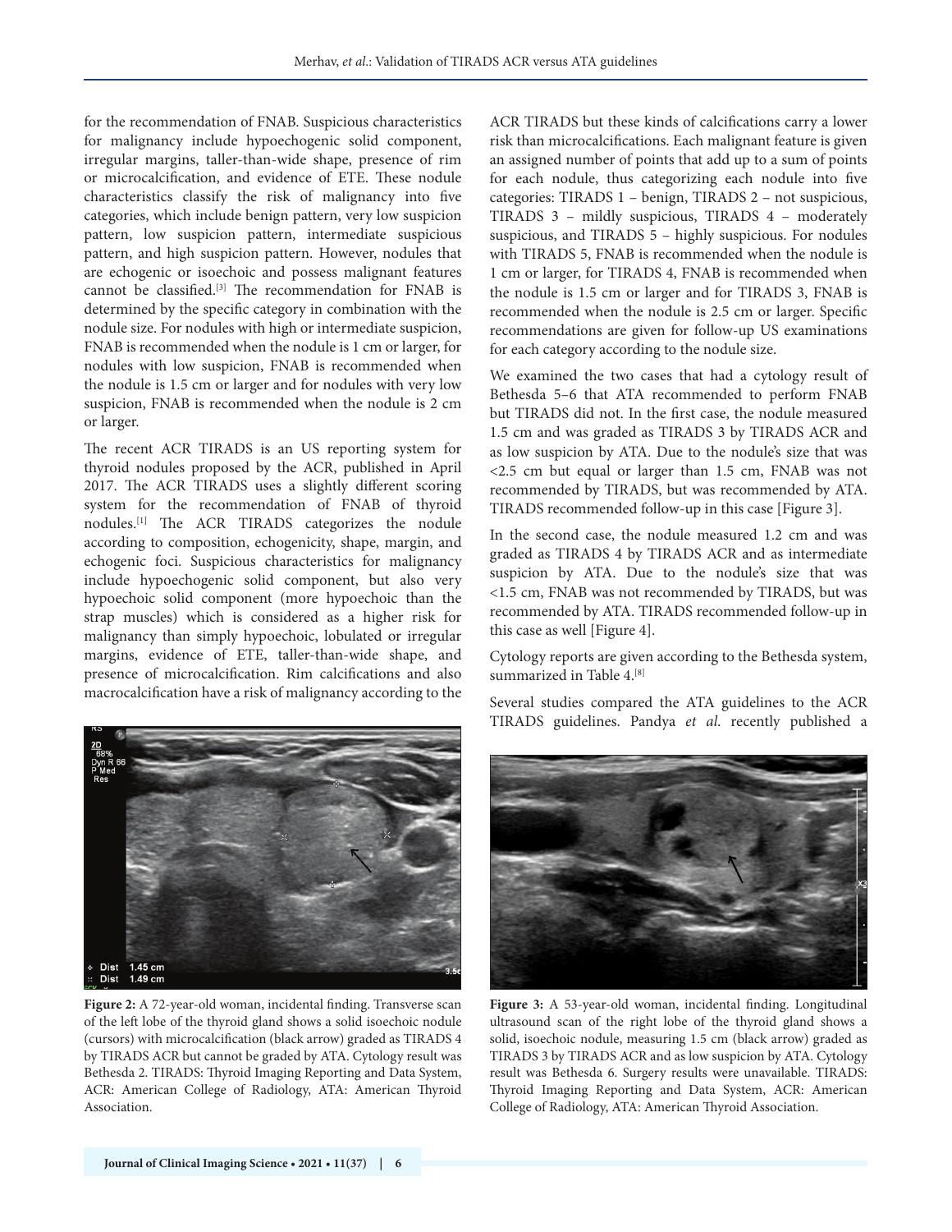for the recommendation of FNAB. Suspicious characteristics for malignancy include hypoechogenic solid component, irregular margins, taller-than-wide shape, presence of rim or microcalcification, and evidence of ETE. These nodule characteristics classify the risk of malignancy into five categories, which include benign pattern, very low suspicion pattern, low suspicion pattern, intermediate suspicious pattern, and high suspicion pattern. However, nodules that are echogenic or isoechoic and possess malignant features cannot be classified.[3] The recommendation for FNAB is determined by the specific category in combination with the nodule size. For nodules with high or intermediate suspicion, FNAB is recommended when the nodule is 1 cm or larger, for nodules with low suspicion, FNAB is recommended when the nodule is 1.5 cm or larger and for nodules with very low suspicion, FNAB is recommended when the nodule is 2 cm or larger.

The recent ACR TIRADS is an US reporting system for thyroid nodules proposed by the ACR, published in April 2017. The ACR TIRADS uses a slightly different scoring system for the recommendation of FNAB of thyroid nodules.[1] The ACR TIRADS categorizes the nodule according to composition, echogenicity, shape, margin, and echogenic foci. Suspicious characteristics for malignancy include hypoechogenic solid component, but also very hypoechoic solid component (more hypoechoic than the strap muscles) which is considered as a higher risk for malignancy than simply hypoechoic, lobulated or irregular margins, evidence of ETE, taller-than-wide shape, and presence of microcalcification. Rim calcifications and also macrocalcification have a risk of malignancy according to the ACR TIRADS but these kinds of calcifications carry a lower risk than microcalcifications. Each malignant feature is given an assigned number of points that add up to a sum of points for each nodule, thus categorizing each nodule into five categories: TIRADS 1 – benign, TIRADS 2 – not suspicious, TIRADS 3 – mildly suspicious, TIRADS 4 – moderately suspicious, and TIRADS 5 – highly suspicious. For nodules with TIRADS 5, FNAB is recommended when the nodule is 1 cm or larger, for TIRADS 4, FNAB is recommended when the nodule is 1.5 cm or larger and for TIRADS 3, FNAB is recommended when the nodule is 2.5 cm or larger. Specific recommendations are given for follow-up US examinations for each category according to the nodule size.

We examined the two cases that had a cytology result of Bethesda 5–6 that ATA recommended to perform FNAB but TIRADS did not. In the first case, the nodule measured 1.5 cm and was graded as TIRADS 3 by TIRADS ACR and as low suspicion by ATA. Due to the nodule's size that was <2.5 cm but equal or larger than 1.5 cm, FNAB was not recommended by TIRADS, but was recommended by ATA. TIRADS recommended follow-up in this case [Figure 3].

In the second case, the nodule measured 1.2 cm and was graded as TIRADS 4 by TIRADS ACR and as intermediate suspicion by ATA. Due to the nodule's size that was <1.5 cm, FNAB was not recommended by TIRADS, but was recommended by ATA. TIRADS recommended follow-up in this case as well [Figure 4].

Cytology reports are given according to the Bethesda system, summarized in Table 4.[8]

Several studies compared the ATA guidelines to the ACR TIRADS guidelines. Pandya *et al*. recently published a

**Figure 2:** A 72-year-old woman, incidental finding. Transverse scan of the left lobe of the thyroid gland shows a solid isoechoic nodule (cursors) with microcalcification (black arrow) graded as TIRADS 4 by TIRADS ACR but cannot be graded by ATA. Cytology result was Bethesda 2. TIRADS: Thyroid Imaging Reporting and Data System, ACR: American College of Radiology, ATA: American Thyroid Association.

**Figure 3:** A 53-year-old woman, incidental finding. Longitudinal ultrasound scan of the right lobe of the thyroid gland shows a solid, isoechoic nodule, measuring 1.5 cm (black arrow) graded as TIRADS 3 by TIRADS ACR and as low suspicion by ATA. Cytology result was Bethesda 6. Surgery results were unavailable. TIRADS: Thyroid Imaging Reporting and Data System, ACR: American College of Radiology, ATA: American Thyroid Association.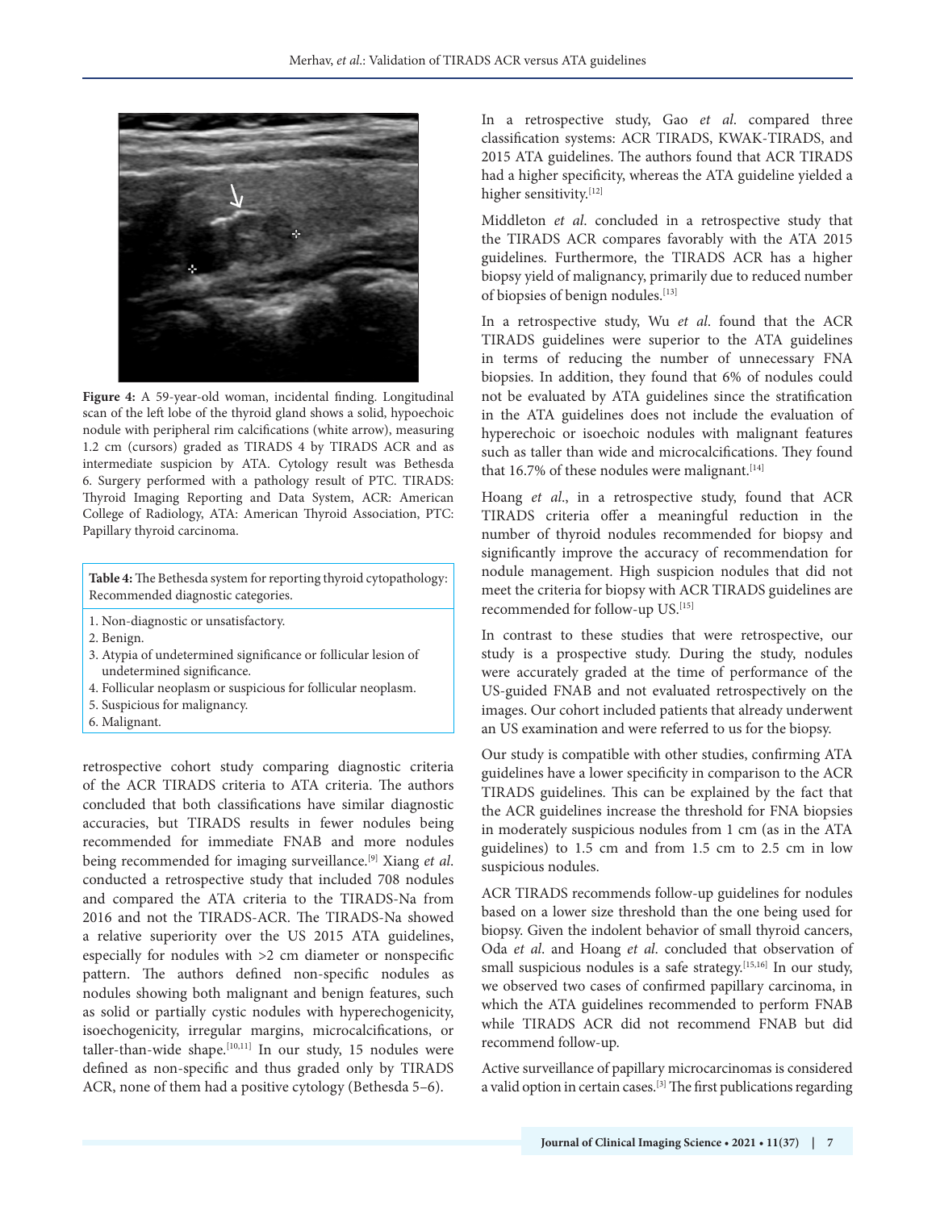Figure 4: A 59-year-old woman, incidental finding. Longitudinal scan of the left lobe of the thyroid gland shows a solid, hypoechoic nodule with peripheral rim calcifications (white arrow), measuring 1.2 cm (cursors) graded as TIRADS 4 by TIRADS ACR and as intermediate suspicion by ATA. Cytology result was Bethesda 6. Surgery performed with a pathology result of PTC. TIRADS: Thyroid Imaging Reporting and Data System, ACR: American College of Radiology, ATA: American Thyroid Association, PTC: Papillary thyroid carcinoma.

**Table 4:** The Bethesda system for reporting thyroid cytopathology: Recommended diagnostic categories.

1. Non-diagnostic or unsatisfactory.
2. Benign.
3. Atypia of undetermined significance or follicular lesion of undetermined significance.
4. Follicular neoplasm or suspicious for follicular neoplasm.
5. Suspicious for malignancy.
6. Malignant.

retrospective cohort study comparing diagnostic criteria of the ACR TIRADS criteria to ATA criteria. The authors concluded that both classifications have similar diagnostic accuracies, but TIRADS results in fewer nodules being recommended for immediate FNAB and more nodules being recommended for imaging surveillance.[9] Xiang *et al*. conducted a retrospective study that included 708 nodules and compared the ATA criteria to the TIRADS-Na from 2016 and not the TIRADS-ACR. The TIRADS-Na showed a relative superiority over the US 2015 ATA guidelines, especially for nodules with >2 cm diameter or nonspecific pattern. The authors defined non-specific nodules as nodules showing both malignant and benign features, such as solid or partially cystic nodules with hyperechogenicity, isoechogenicity, irregular margins, microcalcifications, or taller-than-wide shape.[10,11] In our study, 15 nodules were defined as non-specific and thus graded only by TIRADS ACR, none of them had a positive cytology (Bethesda 5–6).

In a retrospective study, Gao *et al*. compared three classification systems: ACR TIRADS, KWAK-TIRADS, and 2015 ATA guidelines. The authors found that ACR TIRADS had a higher specificity, whereas the ATA guideline yielded a higher sensitivity.[12]

Middleton *et al*. concluded in a retrospective study that the TIRADS ACR compares favorably with the ATA 2015 guidelines. Furthermore, the TIRADS ACR has a higher biopsy yield of malignancy, primarily due to reduced number of biopsies of benign nodules.[13]

In a retrospective study, Wu *et al*. found that the ACR TIRADS guidelines were superior to the ATA guidelines in terms of reducing the number of unnecessary FNA biopsies. In addition, they found that 6% of nodules could not be evaluated by ATA guidelines since the stratification in the ATA guidelines does not include the evaluation of hyperechoic or isoechoic nodules with malignant features such as taller than wide and microcalcifications. They found that 16.7% of these nodules were malignant.[14]

Hoang *et al*., in a retrospective study, found that ACR TIRADS criteria offer a meaningful reduction in the number of thyroid nodules recommended for biopsy and significantly improve the accuracy of recommendation for nodule management. High suspicion nodules that did not meet the criteria for biopsy with ACR TIRADS guidelines are recommended for follow-up US.[15]

In contrast to these studies that were retrospective, our study is a prospective study. During the study, nodules were accurately graded at the time of performance of the US-guided FNAB and not evaluated retrospectively on the images. Our cohort included patients that already underwent an US examination and were referred to us for the biopsy.

Our study is compatible with other studies, confirming ATA guidelines have a lower specificity in comparison to the ACR TIRADS guidelines. This can be explained by the fact that the ACR guidelines increase the threshold for FNA biopsies in moderately suspicious nodules from 1 cm (as in the ATA guidelines) to 1.5 cm and from 1.5 cm to 2.5 cm in low suspicious nodules.

ACR TIRADS recommends follow-up guidelines for nodules based on a lower size threshold than the one being used for biopsy. Given the indolent behavior of small thyroid cancers, Oda *et al*. and Hoang *et al*. concluded that observation of small suspicious nodules is a safe strategy.[15,16] In our study, we observed two cases of confirmed papillary carcinoma, in which the ATA guidelines recommended to perform FNAB while TIRADS ACR did not recommend FNAB but did recommend follow-up.

Active surveillance of papillary microcarcinomas is considered a valid option in certain cases.[3] The first publications regarding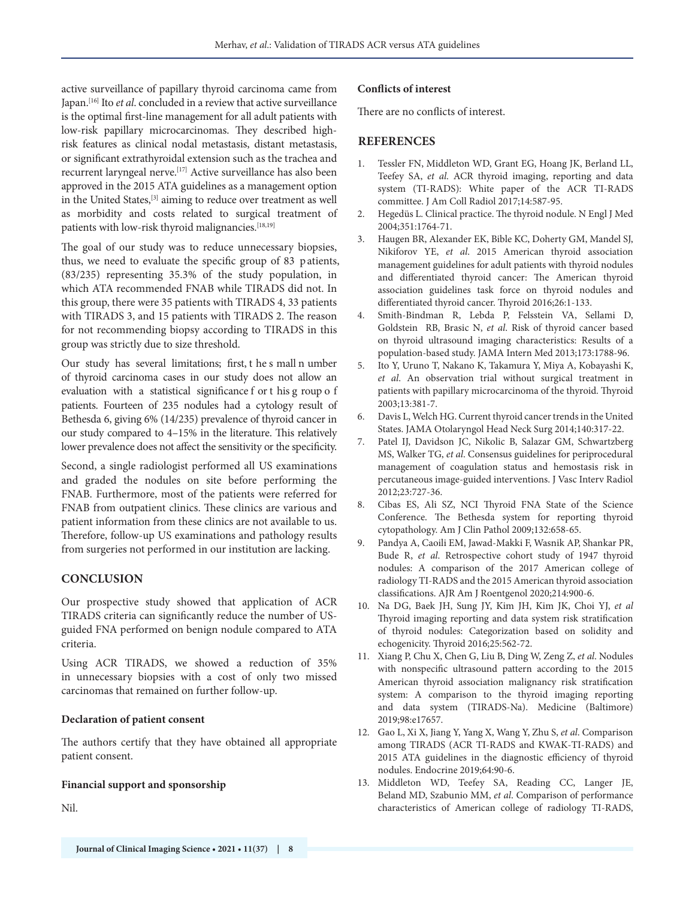active surveillance of papillary thyroid carcinoma came from Japan.[16] Ito *et al*. concluded in a review that active surveillance is the optimal first-line management for all adult patients with low-risk papillary microcarcinomas. They described high-risk features as clinical nodal metastasis, distant metastasis, or significant extrathyroidal extension such as the trachea and recurrent laryngeal nerve.[17] Active surveillance has also been approved in the 2015 ATA guidelines as a management option in the United States,[3] aiming to reduce over treatment as well as morbidity and costs related to surgical treatment of patients with low-risk thyroid malignancies.[18,19]

The goal of our study was to reduce unnecessary biopsies, thus, we need to evaluate the specific group of 83 patients, (83/235) representing 35.3% of the study population, in which ATA recommended FNAB while TIRADS did not. In this group, there were 35 patients with TIRADS 4, 33 patients with TIRADS 3, and 15 patients with TIRADS 2. The reason for not recommending biopsy according to TIRADS in this group was strictly due to size threshold.

Our study has several limitations; first, the small number of thyroid carcinoma cases in our study does not allow an evaluation with a statistical significance for this group of patients. Fourteen of 235 nodules had a cytology result of Bethesda 6, giving 6% (14/235) prevalence of thyroid cancer in our study compared to 4–15% in the literature. This relatively lower prevalence does not affect the sensitivity or the specificity.

Second, a single radiologist performed all US examinations and graded the nodules on site before performing the FNAB. Furthermore, most of the patients were referred for FNAB from outpatient clinics. These clinics are various and patient information from these clinics are not available to us. Therefore, follow-up US examinations and pathology results from surgeries not performed in our institution are lacking.

## CONCLUSION

Our prospective study showed that application of ACR TIRADS criteria can significantly reduce the number of US-guided FNA performed on benign nodule compared to ATA criteria.

Using ACR TIRADS, we showed a reduction of 35% in unnecessary biopsies with a cost of only two missed carcinomas that remained on further follow-up.

### Declaration of patient consent

The authors certify that they have obtained all appropriate patient consent.

### Financial support and sponsorship

Nil.

### Conflicts of interest

There are no conflicts of interest.

## REFERENCES

1. Tessler FN, Middleton WD, Grant EG, Hoang JK, Berland LL, Teefey SA, *et al*. ACR thyroid imaging, reporting and data system (TI-RADS): White paper of the ACR TI-RADS committee. J Am Coll Radiol 2017;14:587-95.
2. Hegedüs L. Clinical practice. The thyroid nodule. N Engl J Med 2004;351:1764-71.
3. Haugen BR, Alexander EK, Bible KC, Doherty GM, Mandel SJ, Nikiforov YE, *et al*. 2015 American thyroid association management guidelines for adult patients with thyroid nodules and differentiated thyroid cancer: The American thyroid association guidelines task force on thyroid nodules and differentiated thyroid cancer. Thyroid 2016;26:1-133.
4. Smith-Bindman R, Lebda P, Felsstein VA, Sellami D, Goldstein RB, Brasic N, *et al*. Risk of thyroid cancer based on thyroid ultrasound imaging characteristics: Results of a population-based study. JAMA Intern Med 2013;173:1788-96.
5. Ito Y, Uruno T, Nakano K, Takamura Y, Miya A, Kobayashi K, *et al*. An observation trial without surgical treatment in patients with papillary microcarcinoma of the thyroid. Thyroid 2003;13:381-7.
6. Davis L, Welch HG. Current thyroid cancer trends in the United States. JAMA Otolaryngol Head Neck Surg 2014;140:317-22.
7. Patel IJ, Davidson JC, Nikolic B, Salazar GM, Schwartzberg MS, Walker TG, *et al*. Consensus guidelines for periprocedural management of coagulation status and hemostasis risk in percutaneous image-guided interventions. J Vasc Interv Radiol 2012;23:727-36.
8. Cibas ES, Ali SZ, NCI Thyroid FNA State of the Science Conference. The Bethesda system for reporting thyroid cytopathology. Am J Clin Pathol 2009;132:658-65.
9. Pandya A, Caoili EM, Jawad-Makki F, Wasnik AP, Shankar PR, Bude R, *et al*. Retrospective cohort study of 1947 thyroid nodules: A comparison of the 2017 American college of radiology TI-RADS and the 2015 American thyroid association classifications. AJR Am J Roentgenol 2020;214:900-6.
10. Na DG, Baek JH, Sung JY, Kim JH, Kim JK, Choi YJ, *et al* Thyroid imaging reporting and data system risk stratification of thyroid nodules: Categorization based on solidity and echogenicity. Thyroid 2016;25:562-72.
11. Xiang P, Chu X, Chen G, Liu B, Ding W, Zeng Z, *et al*. Nodules with nonspecific ultrasound pattern according to the 2015 American thyroid association malignancy risk stratification system: A comparison to the thyroid imaging reporting and data system (TIRADS-Na). Medicine (Baltimore) 2019;98:e17657.
12. Gao L, Xi X, Jiang Y, Yang X, Wang Y, Zhu S, *et al*. Comparison among TIRADS (ACR TI-RADS and KWAK-TI-RADS) and 2015 ATA guidelines in the diagnostic efficiency of thyroid nodules. Endocrine 2019;64:90-6.
13. Middleton WD, Teefey SA, Reading CC, Langer JE, Beland MD, Szabunio MM, *et al*. Comparison of performance characteristics of American college of radiology TI-RADS,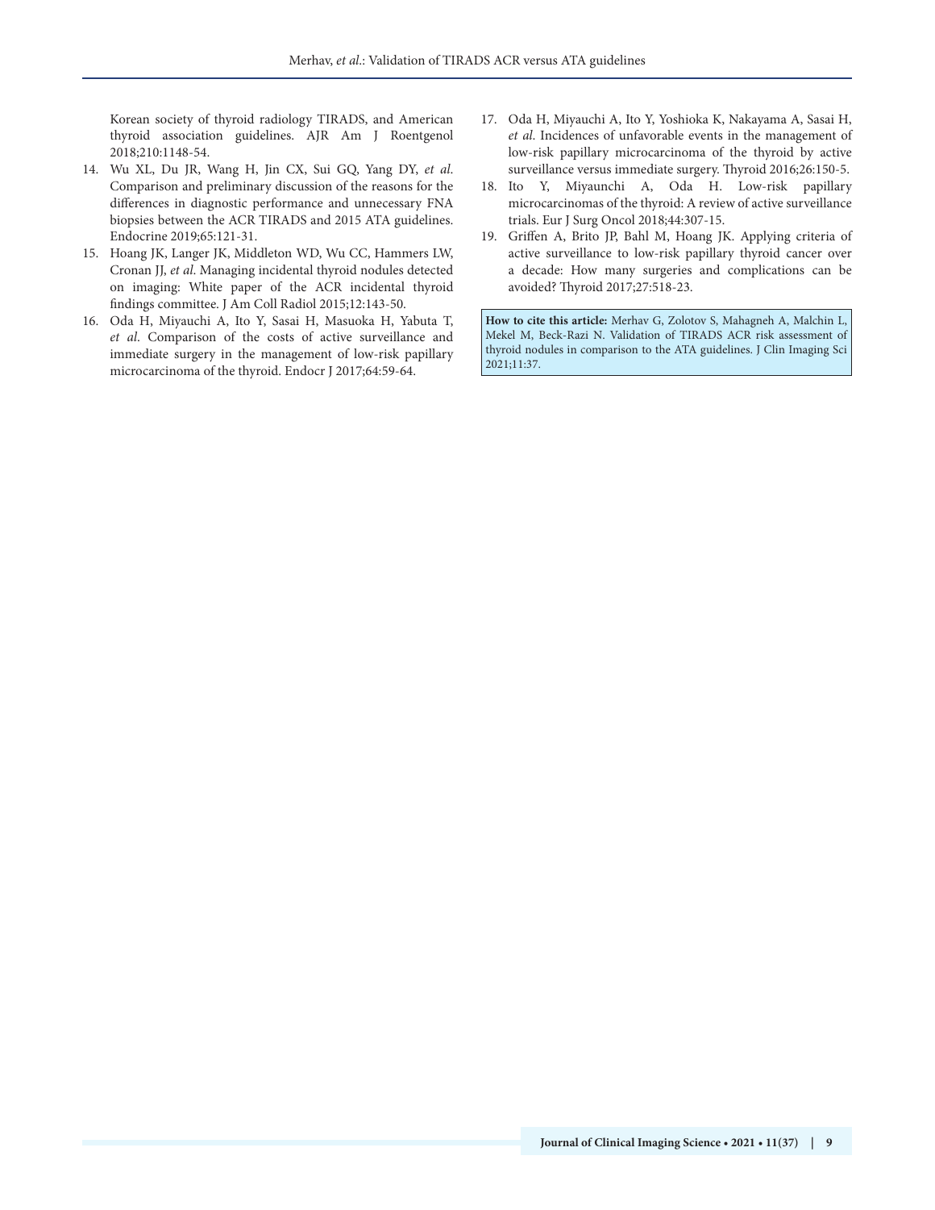Korean society of thyroid radiology TIRADS, and American thyroid association guidelines. AJR Am J Roentgenol 2018;210:1148-54.

14. Wu XL, Du JR, Wang H, Jin CX, Sui GQ, Yang DY, *et al*. Comparison and preliminary discussion of the reasons for the differences in diagnostic performance and unnecessary FNA biopsies between the ACR TIRADS and 2015 ATA guidelines. Endocrine 2019;65:121-31.
15. Hoang JK, Langer JK, Middleton WD, Wu CC, Hammers LW, Cronan JJ, *et al*. Managing incidental thyroid nodules detected on imaging: White paper of the ACR incidental thyroid findings committee. J Am Coll Radiol 2015;12:143-50.
16. Oda H, Miyauchi A, Ito Y, Sasai H, Masuoka H, Yabuta T, *et al*. Comparison of the costs of active surveillance and immediate surgery in the management of low-risk papillary microcarcinoma of the thyroid. Endocr J 2017;64:59-64.
17. Oda H, Miyauchi A, Ito Y, Yoshioka K, Nakayama A, Sasai H, *et al*. Incidences of unfavorable events in the management of low-risk papillary microcarcinoma of the thyroid by active surveillance versus immediate surgery. Thyroid 2016;26:150-5.
18. Ito Y, Miyaunchi A, Oda H. Low-risk papillary microcarcinomas of the thyroid: A review of active surveillance trials. Eur J Surg Oncol 2018;44:307-15.
19. Griffen A, Brito JP, Bahl M, Hoang JK. Applying criteria of active surveillance to low-risk papillary thyroid cancer over a decade: How many surgeries and complications can be avoided? Thyroid 2017;27:518-23.

**How to cite this article:** Merhav G, Zolotov S, Mahagneh A, Malchin L, Mekel M, Beck-Razi N. Validation of TIRADS ACR risk assessment of thyroid nodules in comparison to the ATA guidelines. J Clin Imaging Sci 2021;11:37.